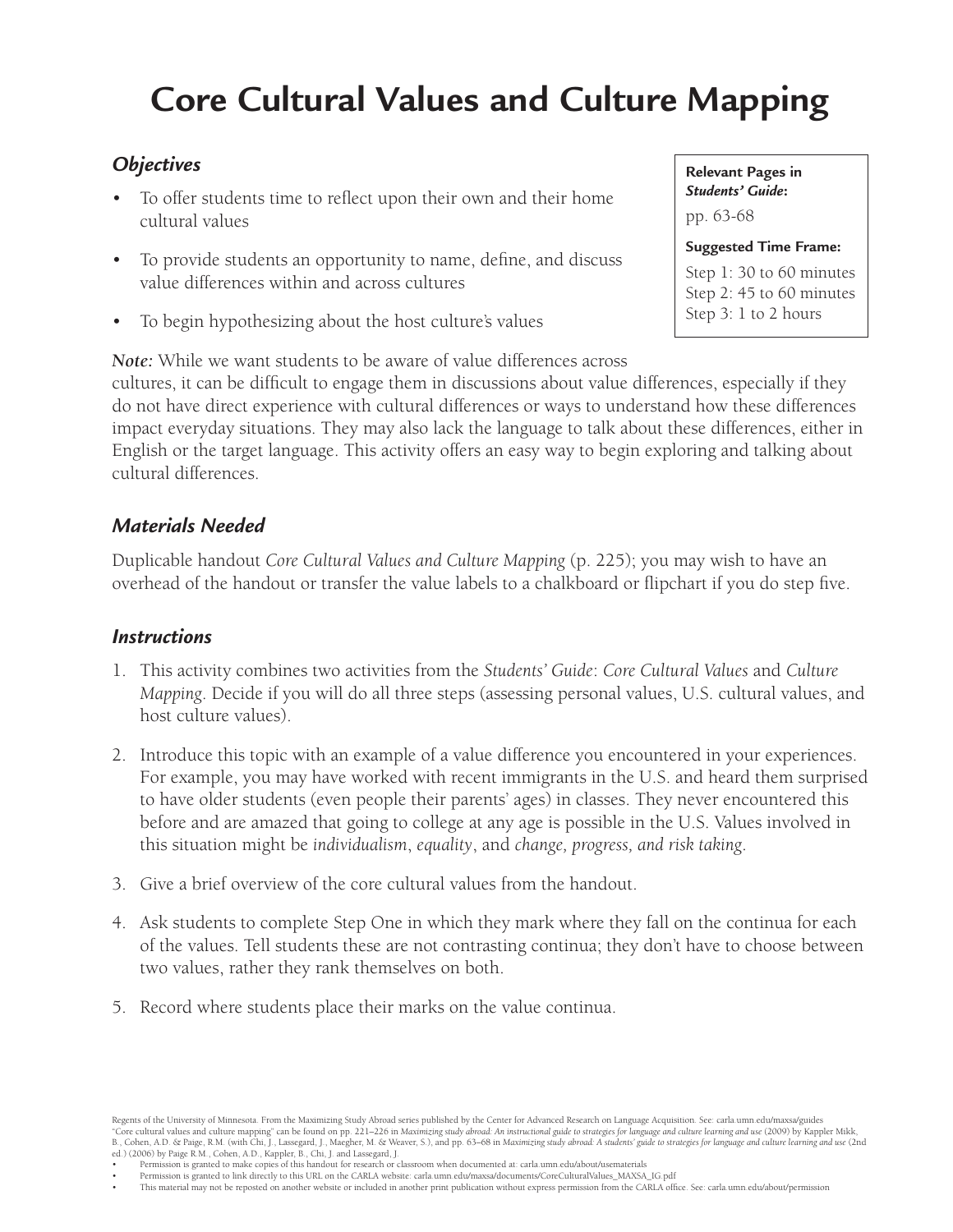# Core Cultural Values and Culture Mapping

## *Objectives*

- To offer students time to reflect upon their own and their home cultural values
- To provide students an opportunity to name, define, and discuss value differences within and across cultures
- To begin hypothesizing about the host culture's values

**Relevant Pages in *Students' Guide*:**
pp. 63-68

**Suggested Time Frame:**
Step 1: 30 to 60 minutes
Step 2: 45 to 60 minutes
Step 3: 1 to 2 hours

***Note:*** While we want students to be aware of value differences across cultures, it can be difficult to engage them in discussions about value differences, especially if they do not have direct experience with cultural differences or ways to understand how these differences impact everyday situations. They may also lack the language to talk about these differences, either in English or the target language. This activity offers an easy way to begin exploring and talking about cultural differences.

## *Materials Needed*

Duplicable handout *Core Cultural Values and Culture Mapping* (p. 225); you may wish to have an overhead of the handout or transfer the value labels to a chalkboard or flipchart if you do step five.

## *Instructions*

1. This activity combines two activities from the *Students' Guide*: *Core Cultural Values* and *Culture Mapping*. Decide if you will do all three steps (assessing personal values, U.S. cultural values, and host culture values).
2. Introduce this topic with an example of a value difference you encountered in your experiences. For example, you may have worked with recent immigrants in the U.S. and heard them surprised to have older students (even people their parents' ages) in classes. They never encountered this before and are amazed that going to college at any age is possible in the U.S. Values involved in this situation might be *individualism*, *equality*, and *change, progress, and risk taking*.
3. Give a brief overview of the core cultural values from the handout.
4. Ask students to complete Step One in which they mark where they fall on the continua for each of the values. Tell students these are not contrasting continua; they don't have to choose between two values, rather they rank themselves on both.
5. Record where students place their marks on the value continua.

Regents of the University of Minnesota. From the Maximizing Study Abroad series published by the Center for Advanced Research on Language Acquisition. See: carla.umn.edu/maxsa/guides
"Core cultural values and culture mapping" can be found on pp. 221–226 in *Maximizing study abroad: An instructional guide to strategies for language and culture learning and use* (2009) by Kappler Mikk, B., Cohen, A.D. & Paige, R.M. (with Chi, J., Lassegard, J., Maegher, M. & Weaver, S.), and pp. 63–68 in *Maximizing study abroad: A students' guide to strategies for language and culture learning and use* (2nd ed.) (2006) by Paige R.M., Cohen, A.D., Kappler, B., Chi, J. and Lassegard, J.

- Permission is granted to make copies of this handout for research or classroom when documented at: carla.umn.edu/about/usematerials
- Permission is granted to link directly to this URL on the CARLA website: carla.umn.edu/maxsa/documents/CoreCulturalValues_MAXSA_IG.pdf
- This material may not be reposted on another website or included in another print publication without express permission from the CARLA office. See: carla.umn.edu/about/permission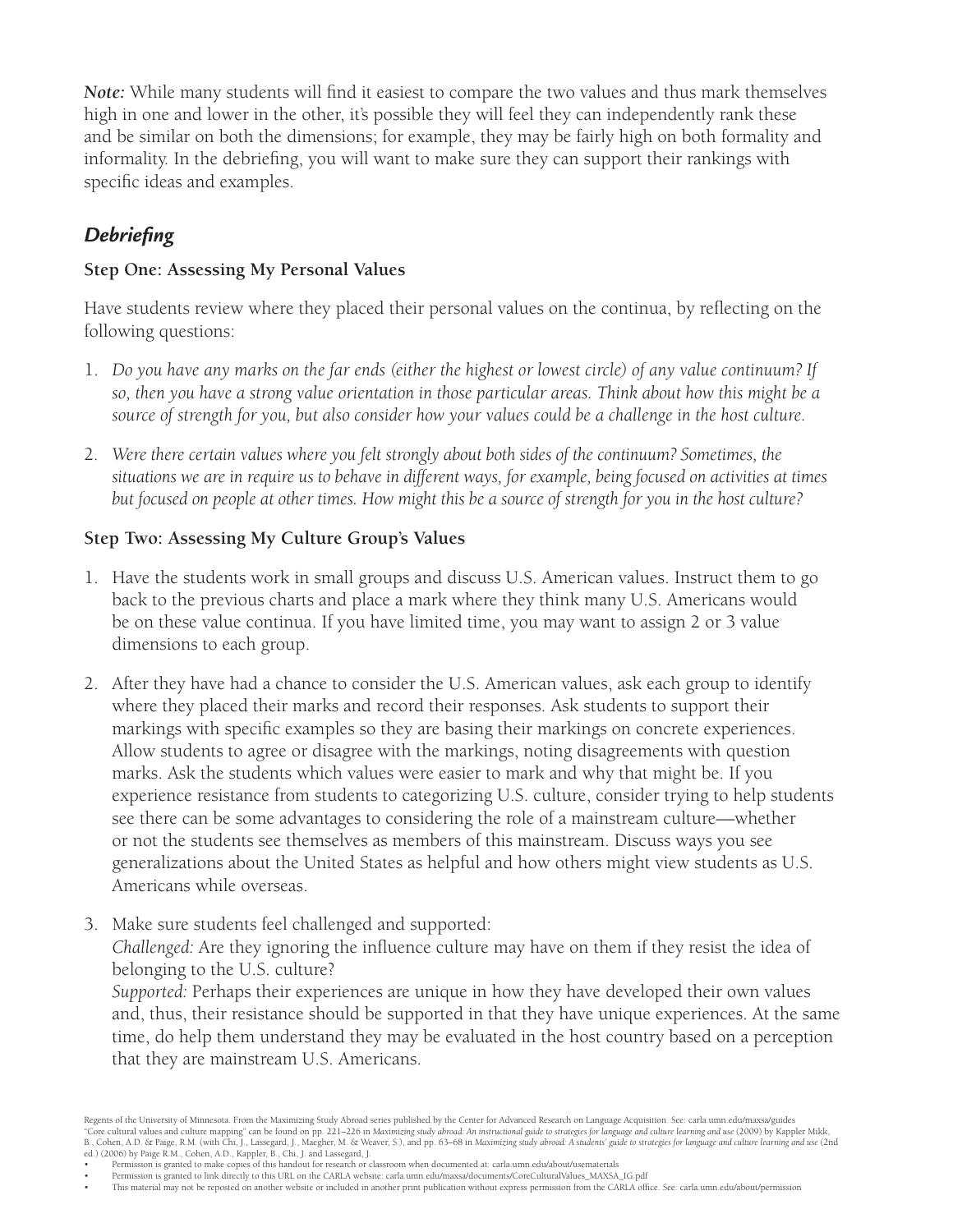***Note:*** While many students will find it easiest to compare the two values and thus mark themselves high in one and lower in the other, it's possible they will feel they can independently rank these and be similar on both the dimensions; for example, they may be fairly high on both formality and informality. In the debriefing, you will want to make sure they can support their rankings with specific ideas and examples.

## *Debriefing*

### Step One: Assessing My Personal Values

Have students review where they placed their personal values on the continua, by reflecting on the following questions:

1. *Do you have any marks on the far ends (either the highest or lowest circle) of any value continuum? If so, then you have a strong value orientation in those particular areas. Think about how this might be a source of strength for you, but also consider how your values could be a challenge in the host culture.*

2. *Were there certain values where you felt strongly about both sides of the continuum? Sometimes, the situations we are in require us to behave in different ways, for example, being focused on activities at times but focused on people at other times. How might this be a source of strength for you in the host culture?*

### Step Two: Assessing My Culture Group's Values

1. Have the students work in small groups and discuss U.S. American values. Instruct them to go back to the previous charts and place a mark where they think many U.S. Americans would be on these value continua. If you have limited time, you may want to assign 2 or 3 value dimensions to each group.

2. After they have had a chance to consider the U.S. American values, ask each group to identify where they placed their marks and record their responses. Ask students to support their markings with specific examples so they are basing their markings on concrete experiences. Allow students to agree or disagree with the markings, noting disagreements with question marks. Ask the students which values were easier to mark and why that might be. If you experience resistance from students to categorizing U.S. culture, consider trying to help students see there can be some advantages to considering the role of a mainstream culture—whether or not the students see themselves as members of this mainstream. Discuss ways you see generalizations about the United States as helpful and how others might view students as U.S. Americans while overseas.

3. Make sure students feel challenged and supported:
   *Challenged:* Are they ignoring the influence culture may have on them if they resist the idea of belonging to the U.S. culture?
   *Supported:* Perhaps their experiences are unique in how they have developed their own values and, thus, their resistance should be supported in that they have unique experiences. At the same time, do help them understand they may be evaluated in the host country based on a perception that they are mainstream U.S. Americans.

Regents of the University of Minnesota. From the Maximizing Study Abroad series published by the Center for Advanced Research on Language Acquisition. See: carla.umn.edu/maxsa/guides
"Core cultural values and culture mapping" can be found on pp. 221–226 in *Maximizing study abroad: An instructional guide to strategies for language and culture learning and use* (2009) by Kappler Mikk, B., Cohen, A.D. & Paige, R.M. (with Chi, J., Lassegard, J., Maegher, M. & Weaver, S.), and pp. 63–68 in *Maximizing study abroad: A students' guide to strategies for language and culture learning and use* (2nd ed.) (2006) by Paige R.M., Cohen, A.D., Kappler, B., Chi, J. and Lassegard, J.

- Permission is granted to make copies of this handout for research or classroom when documented at: carla.umn.edu/about/usematerials
- Permission is granted to link directly to this URL on the CARLA website: carla.umn.edu/maxsa/documents/CoreCulturalValues_MAXSA_IG.pdf
- This material may not be reposted on another website or included in another print publication without express permission from the CARLA office. See: carla.umn.edu/about/permission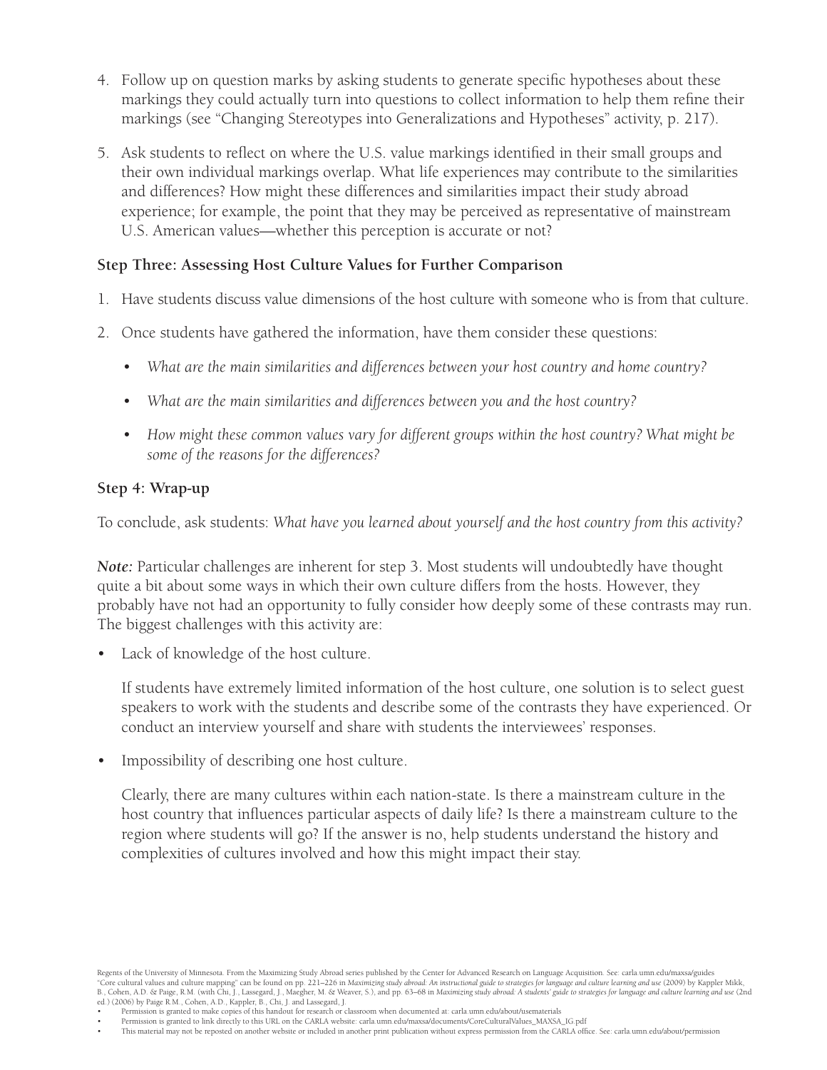4. Follow up on question marks by asking students to generate specific hypotheses about these markings they could actually turn into questions to collect information to help them refine their markings (see "Changing Stereotypes into Generalizations and Hypotheses" activity, p. 217).

5. Ask students to reflect on where the U.S. value markings identified in their small groups and their own individual markings overlap. What life experiences may contribute to the similarities and differences? How might these differences and similarities impact their study abroad experience; for example, the point that they may be perceived as representative of mainstream U.S. American values—whether this perception is accurate or not?

**Step Three: Assessing Host Culture Values for Further Comparison**

1. Have students discuss value dimensions of the host culture with someone who is from that culture.

2. Once students have gathered the information, have them consider these questions:

   - *What are the main similarities and differences between your host country and home country?*

   - *What are the main similarities and differences between you and the host country?*

   - *How might these common values vary for different groups within the host country? What might be some of the reasons for the differences?*

**Step 4: Wrap-up**

To conclude, ask students: *What have you learned about yourself and the host country from this activity?*

***Note:*** Particular challenges are inherent for step 3. Most students will undoubtedly have thought quite a bit about some ways in which their own culture differs from the hosts. However, they probably have not had an opportunity to fully consider how deeply some of these contrasts may run. The biggest challenges with this activity are:

- Lack of knowledge of the host culture.

  If students have extremely limited information of the host culture, one solution is to select guest speakers to work with the students and describe some of the contrasts they have experienced. Or conduct an interview yourself and share with students the interviewees' responses.

- Impossibility of describing one host culture.

  Clearly, there are many cultures within each nation-state. Is there a mainstream culture in the host country that influences particular aspects of daily life? Is there a mainstream culture to the region where students will go? If the answer is no, help students understand the history and complexities of cultures involved and how this might impact their stay.

Regents of the University of Minnesota. From the Maximizing Study Abroad series published by the Center for Advanced Research on Language Acquisition. See: carla.umn.edu/maxsa/guides
"Core cultural values and culture mapping" can be found on pp. 221–226 in *Maximizing study abroad: An instructional guide to strategies for language and culture learning and use* (2009) by Kappler Mikk, B., Cohen, A.D. & Paige, R.M. (with Chi, J., Lassegard, J., Maegher, M. & Weaver, S.), and pp. 63–68 in *Maximizing study abroad: A students' guide to strategies for language and culture learning and use* (2nd ed.) (2006) by Paige R.M., Cohen, A.D., Kappler, B., Chi, J. and Lassegard, J.

- Permission is granted to make copies of this handout for research or classroom when documented at: carla.umn.edu/about/usematerials
- Permission is granted to link directly to this URL on the CARLA website: carla.umn.edu/maxsa/documents/CoreCulturalValues_MAXSA_IG.pdf
- This material may not be reposted on another website or included in another print publication without express permission from the CARLA office. See: carla.umn.edu/about/permission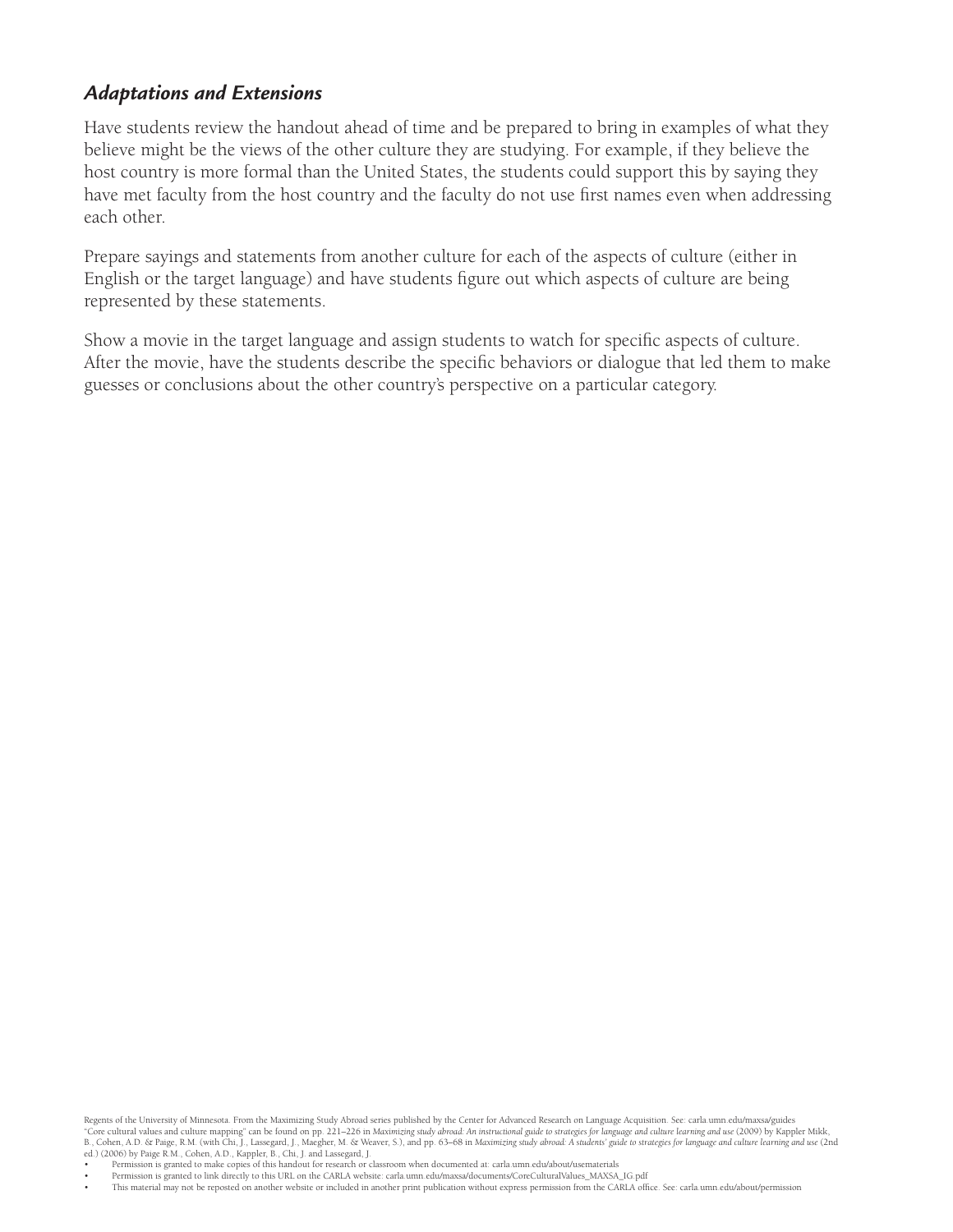### *Adaptations and Extensions*

Have students review the handout ahead of time and be prepared to bring in examples of what they believe might be the views of the other culture they are studying. For example, if they believe the host country is more formal than the United States, the students could support this by saying they have met faculty from the host country and the faculty do not use first names even when addressing each other.

Prepare sayings and statements from another culture for each of the aspects of culture (either in English or the target language) and have students figure out which aspects of culture are being represented by these statements.

Show a movie in the target language and assign students to watch for specific aspects of culture. After the movie, have the students describe the specific behaviors or dialogue that led them to make guesses or conclusions about the other country's perspective on a particular category.

Regents of the University of Minnesota. From the Maximizing Study Abroad series published by the Center for Advanced Research on Language Acquisition. See: carla.umn.edu/maxsa/guides
"Core cultural values and culture mapping" can be found on pp. 221–226 in *Maximizing study abroad: An instructional guide to strategies for language and culture learning and use* (2009) by Kappler Mikk, B., Cohen, A.D. & Paige, R.M. (with Chi, J., Lassegard, J., Maegher, M. & Weaver, S.), and pp. 63–68 in *Maximizing study abroad: A students' guide to strategies for language and culture learning and use* (2nd ed.) (2006) by Paige R.M., Cohen, A.D., Kappler, B., Chi, J. and Lassegard, J.

- Permission is granted to make copies of this handout for research or classroom when documented at: carla.umn.edu/about/usematerials
- Permission is granted to link directly to this URL on the CARLA website: carla.umn.edu/maxsa/documents/CoreCulturalValues_MAXSA_IG.pdf
- This material may not be reposted on another website or included in another print publication without express permission from the CARLA office. See: carla.umn.edu/about/permission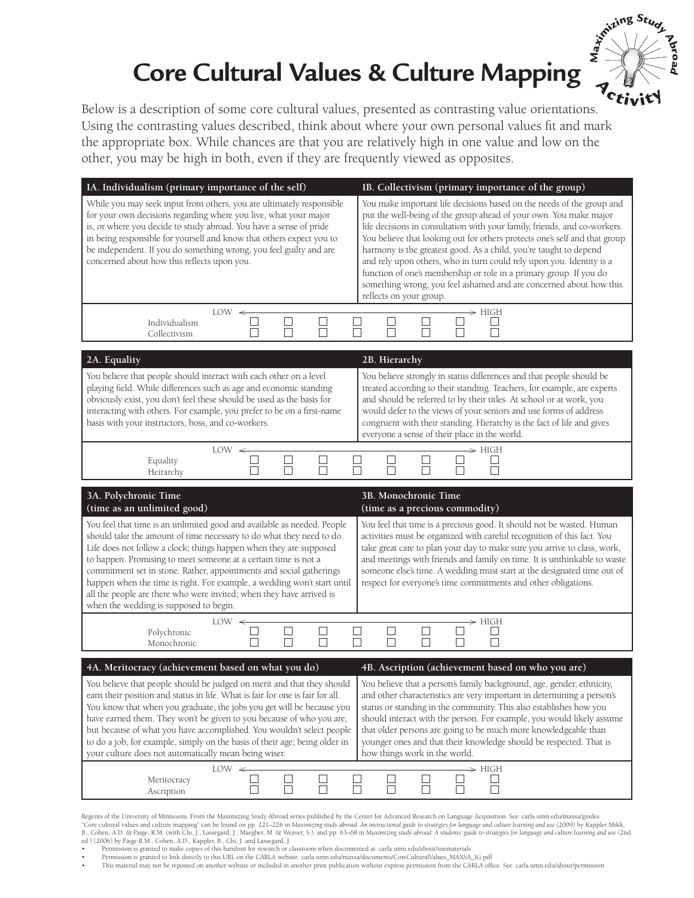# Core Cultural Values & Culture Mapping

*Maximizing Study Abroad Activity*

Below is a description of some core cultural values, presented as contrasting value orientations. Using the contrasting values described, think about where your own personal values fit and mark the appropriate box. While chances are that you are relatively high in one value and low on the other, you may be high in both, even if they are frequently viewed as opposites.

| IA. Individualism (primary importance of the self) | IB. Collectivism (primary importance of the group) |
|---|---|
| While you may seek input from others, you are ultimately responsible for your own decisions regarding where you live, what your major is, or where you decide to study abroad. You have a sense of pride in being responsible for yourself and know that others expect you to be independent. If you do something wrong, you feel guilty and are concerned about how this reflects upon you. | You make important life decisions based on the needs of the group and put the well-being of the group ahead of your own. You make major life decisions in consultation with your family, friends, and co-workers. You believe that looking out for others protects one's self and that group harmony is the greatest good. As a child, you're taught to depend and rely upon others, who in turn could rely upon you. Identity is a function of one's membership or role in a primary group. If you do something wrong, you feel ashamed and are concerned about how this reflects on your group. |

| | LOW | | | | | | | HIGH |
|---|---|---|---|---|---|---|---|---|
| Individualism | ☐ | ☐ | ☐ | ☐ | ☐ | ☐ | ☐ | ☐ |
| Collectivism | ☐ | ☐ | ☐ | ☐ | ☐ | ☐ | ☐ | ☐ |

| 2A. Equality | 2B. Hierarchy |
|---|---|
| You believe that people should interact with each other on a level playing field. While differences such as age and economic standing obviously exist, you don't feel these should be used as the basis for interacting with others. For example, you prefer to be on a first-name basis with your instructors, boss, and co-workers. | You believe strongly in status differences and that people should be treated according to their standing. Teachers, for example, are experts and should be referred to by their titles. At school or at work, you would defer to the views of your seniors and use forms of address congruent with their standing. Hierarchy is the fact of life and gives everyone a sense of their place in the world. |

| | LOW | | | | | | | HIGH |
|---|---|---|---|---|---|---|---|---|
| Equality | ☐ | ☐ | ☐ | ☐ | ☐ | ☐ | ☐ | ☐ |
| Heirarchy | ☐ | ☐ | ☐ | ☐ | ☐ | ☐ | ☐ | ☐ |

| 3A. Polychronic Time (time as an unlimited good) | 3B. Monochronic Time (time as a precious commodity) |
|---|---|
| You feel that time is an unlimited good and available as needed. People should take the amount of time necessary to do what they need to do. Life does not follow a clock; things happen when they are supposed to happen. Promising to meet someone at a certain time is not a commitment set in stone. Rather, appointments and social gatherings happen when the time is right. For example, a wedding won't start until all the people are there who were invited; when they have arrived is when the wedding is supposed to begin. | You feel that time is a precious good. It should not be wasted. Human activities must be organized with careful recognition of this fact. You take great care to plan your day to make sure you arrive to class, work, and meetings with friends and family on time. It is unthinkable to waste someone else's time. A wedding must start at the designated time out of respect for everyone's time commitments and other obligations. |

| | LOW | | | | | | | HIGH |
|---|---|---|---|---|---|---|---|---|
| Polychronic | ☐ | ☐ | ☐ | ☐ | ☐ | ☐ | ☐ | ☐ |
| Monochronic | ☐ | ☐ | ☐ | ☐ | ☐ | ☐ | ☐ | ☐ |

| 4A. Meritocracy (achievement based on what you do) | 4B. Ascription (achievement based on who you are) |
|---|---|
| You believe that people should be judged on merit and that they should earn their position and status in life. What is fair for one is fair for all. You know that when you graduate, the jobs you get will be because you have earned them. They won't be given to you because of who you are, but because of what you have accomplished. You wouldn't select people to do a job, for example, simply on the basis of their age; being older in your culture does not automatically mean being wiser. | You believe that a person's family background, age, gender, ethnicity, and other characteristics are very important in determining a person's status or standing in the community. This also establishes how you should interact with the person. For example, you would likely assume that older persons are going to be much more knowledgeable than younger ones and that their knowledge should be respected. That is how things work in the world. |

| | LOW | | | | | | | HIGH |
|---|---|---|---|---|---|---|---|---|
| Meritocracy | ☐ | ☐ | ☐ | ☐ | ☐ | ☐ | ☐ | ☐ |
| Ascription | ☐ | ☐ | ☐ | ☐ | ☐ | ☐ | ☐ | ☐ |

Regents of the University of Minnesota. From the Maximizing Study Abroad series published by the Center for Advanced Research on Language Acquisition. See: carla.umn.edu/maxsa/guides
"Core cultural values and culture mapping" can be found on pp. 221–226 in *Maximizing study abroad: An instructional guide to strategies for language and culture learning and use* (2009) by Kappler Mikk, B., Cohen, A.D. & Paige, R.M. (with Chi, J., Lassegard, J., Maegher, M. & Weaver, S.), and pp. 63–68 in *Maximizing study abroad: A students' guide to strategies for language and culture learning and use* (2nd ed.) (2006) by Paige R.M., Cohen, A.D., Kappler, B., Chi, J. and Lassegard, J.

- Permission is granted to make copies of this handout for research or classroom when documented at: carla.umn.edu/about/usematerials
- Permission is granted to link directly to this URL on the CARLA website: carla.umn.edu/maxsa/documents/CoreCulturalValues_MAXSA_IG.pdf
- This material may not be reposted on another website or included in another print publication without express permission from the CARLA office. See: carla.umn.edu/about/permission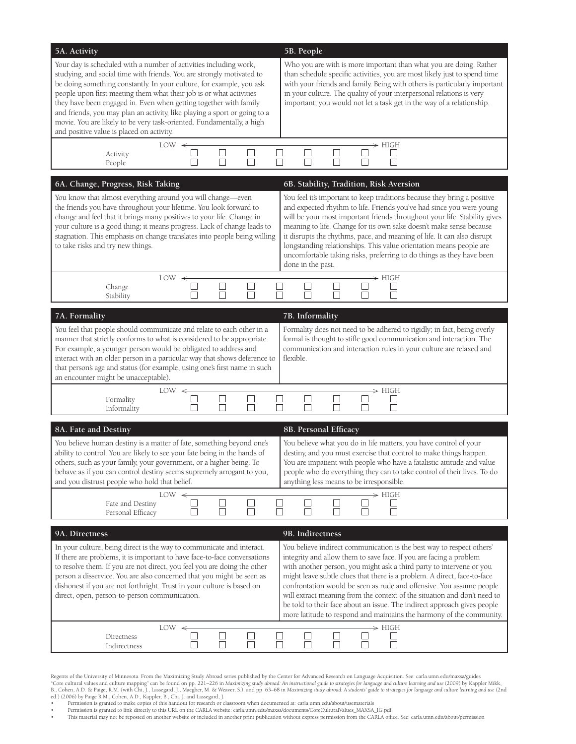| 5A. Activity | 5B. People |
|---|---|
| Your day is scheduled with a number of activities including work, studying, and social time with friends. You are strongly motivated to be doing something constantly. In your culture, for example, you ask people upon first meeting them what their job is or what activities they have been engaged in. Even when getting together with family and friends, you may plan an activity, like playing a sport or going to a movie. You are likely to be very task-oriented. Fundamentally, a high and positive value is placed on activity. | Who you are with is more important than what you are doing. Rather than schedule specific activities, you are most likely just to spend time with your friends and family. Being with others is particularly important in your culture. The quality of your interpersonal relations is very important; you would not let a task get in the way of a relationship. |

| | LOW | | | | | | | HIGH |
|---|---|---|---|---|---|---|---|---|
| Activity | ☐ | ☐ | ☐ | ☐ | ☐ | ☐ | ☐ | ☐ |
| People | ☐ | ☐ | ☐ | ☐ | ☐ | ☐ | ☐ | ☐ |

| 6A. Change, Progress, Risk Taking | 6B. Stability, Tradition, Risk Aversion |
|---|---|
| You know that almost everything around you will change—even the friends you have throughout your lifetime. You look forward to change and feel that it brings many positives to your life. Change in your culture is a good thing; it means progress. Lack of change leads to stagnation. This emphasis on change translates into people being willing to take risks and try new things. | You feel it's important to keep traditions because they bring a positive and expected rhythm to life. Friends you've had since you were young will be your most important friends throughout your life. Stability gives meaning to life. Change for its own sake doesn't make sense because it disrupts the rhythms, pace, and meaning of life. It can also disrupt longstanding relationships. This value orientation means people are uncomfortable taking risks, preferring to do things as they have been done in the past. |

| | LOW | | | | | | | HIGH |
|---|---|---|---|---|---|---|---|---|
| Change | ☐ | ☐ | ☐ | ☐ | ☐ | ☐ | ☐ | ☐ |
| Stability | ☐ | ☐ | ☐ | ☐ | ☐ | ☐ | ☐ | ☐ |

| 7A. Formality | 7B. Informality |
|---|---|
| You feel that people should communicate and relate to each other in a manner that strictly conforms to what is considered to be appropriate. For example, a younger person would be obligated to address and interact with an older person in a particular way that shows deference to that person's age and status (for example, using one's first name in such an encounter might be unacceptable). | Formality does not need to be adhered to rigidly; in fact, being overly formal is thought to stifle good communication and interaction. The communication and interaction rules in your culture are relaxed and flexible. |

| | LOW | | | | | | | HIGH |
|---|---|---|---|---|---|---|---|---|
| Formality | ☐ | ☐ | ☐ | ☐ | ☐ | ☐ | ☐ | ☐ |
| Informality | ☐ | ☐ | ☐ | ☐ | ☐ | ☐ | ☐ | ☐ |

| 8A. Fate and Destiny | 8B. Personal Efficacy |
|---|---|
| You believe human destiny is a matter of fate, something beyond one's ability to control. You are likely to see your fate being in the hands of others, such as your family, your government, or a higher being. To behave as if you can control destiny seems supremely arrogant to you, and you distrust people who hold that belief. | You believe what you do in life matters, you have control of your destiny, and you must exercise that control to make things happen. You are impatient with people who have a fatalistic attitude and value people who do everything they can to take control of their lives. To do anything less means to be irresponsible. |

| | LOW | | | | | | | HIGH |
|---|---|---|---|---|---|---|---|---|
| Fate and Destiny | ☐ | ☐ | ☐ | ☐ | ☐ | ☐ | ☐ | ☐ |
| Personal Efficacy | ☐ | ☐ | ☐ | ☐ | ☐ | ☐ | ☐ | ☐ |

| 9A. Directness | 9B. Indirectness |
|---|---|
| In your culture, being direct is the way to communicate and interact. If there are problems, it is important to have face-to-face conversations to resolve them. If you are not direct, you feel you are doing the other person a disservice. You are also concerned that you might be seen as dishonest if you are not forthright. Trust in your culture is based on direct, open, person-to-person communication. | You believe indirect communication is the best way to respect others' integrity and allow them to save face. If you are facing a problem with another person, you might ask a third party to intervene or you might leave subtle clues that there is a problem. A direct, face-to-face confrontation would be seen as rude and offensive. You assume people will extract meaning from the context of the situation and don't need to be told to their face about an issue. The indirect approach gives people more latitude to respond and maintains the harmony of the community. |

| | LOW | | | | | | | HIGH |
|---|---|---|---|---|---|---|---|---|
| Directness | ☐ | ☐ | ☐ | ☐ | ☐ | ☐ | ☐ | ☐ |
| Indirectness | ☐ | ☐ | ☐ | ☐ | ☐ | ☐ | ☐ | ☐ |

Regents of the University of Minnesota. From the Maximizing Study Abroad series published by the Center for Advanced Research on Language Acquisition. See: carla.umn.edu/maxsa/guides
"Core cultural values and culture mapping" can be found on pp. 221–226 in *Maximizing study abroad: An instructional guide to strategies for language and culture learning and use* (2009) by Kappler Mikk, B., Cohen, A.D. & Paige, R.M. (with Chi, J., Lassegard, J., Maegher, M. & Weaver, S.), and pp. 63–68 in *Maximizing study abroad: A students' guide to strategies for language and culture learning and use* (2nd ed.) (2006) by Paige R.M., Cohen, A.D., Kappler, B., Chi, J. and Lassegard, J.

- Permission is granted to make copies of this handout for research or classroom when documented at: carla.umn.edu/about/usematerials
- Permission is granted to link directly to this URL on the CARLA website: carla.umn.edu/maxsa/documents/CoreCulturalValues_MAXSA_IG.pdf
- This material may not be reposted on another website or included in another print publication without express permission from the CARLA office. See: carla.umn.edu/about/permission